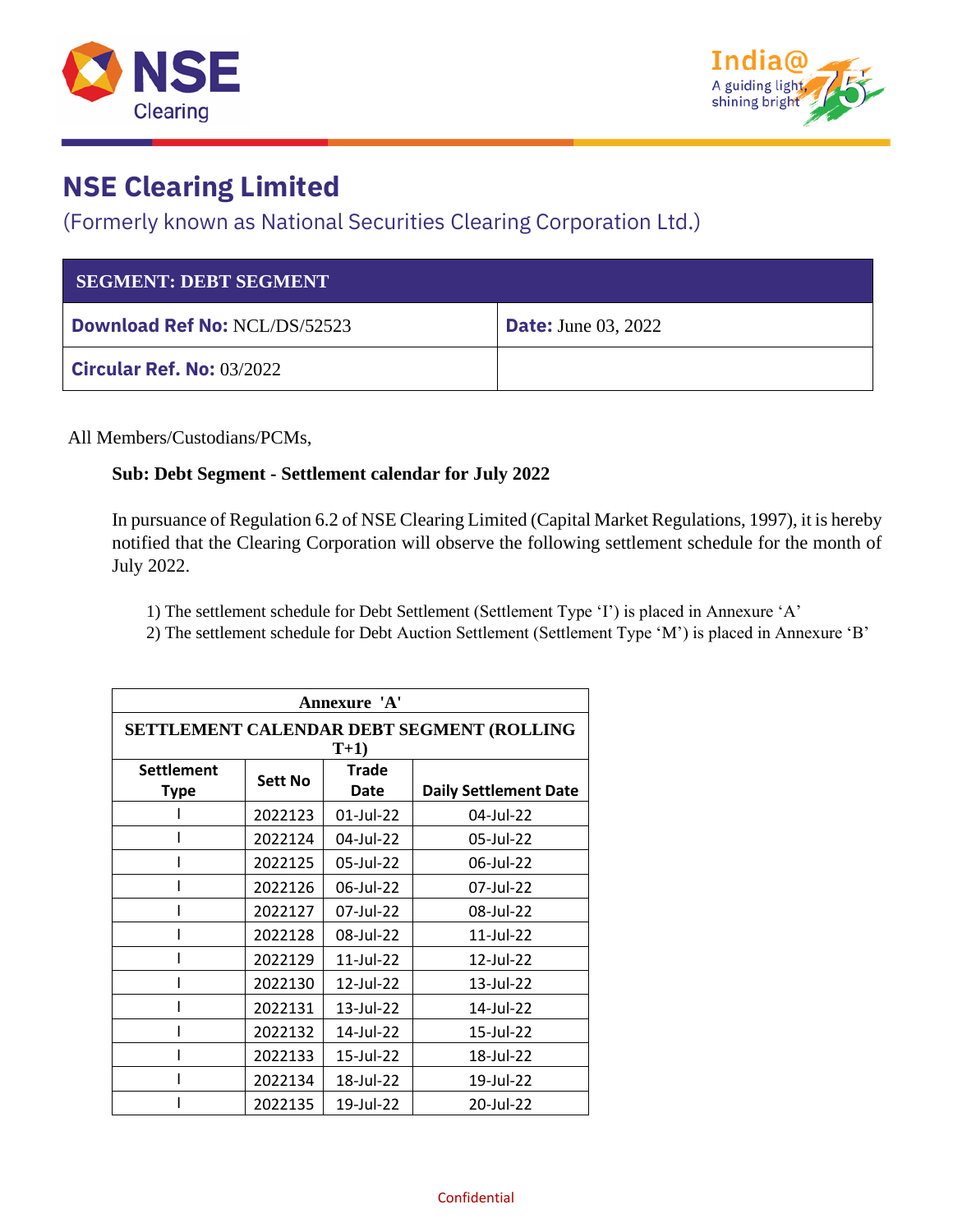# NSE Clearing Limited

(Formerly known as National Securities Clearing Corporation Ltd.)

| SEGMENT: DEBT SEGMENT | |
|---|---|
| **Download Ref No:** NCL/DS/52523 | **Date:** June 03, 2022 |
| **Circular Ref. No:** 03/2022 | |

All Members/Custodians/PCMs,

**Sub: Debt Segment - Settlement calendar for July 2022**

In pursuance of Regulation 6.2 of NSE Clearing Limited (Capital Market Regulations, 1997), it is hereby notified that the Clearing Corporation will observe the following settlement schedule for the month of July 2022.

1) The settlement schedule for Debt Settlement (Settlement Type 'I') is placed in Annexure 'A'
2) The settlement schedule for Debt Auction Settlement (Settlement Type 'M') is placed in Annexure 'B'

**Annexure 'A'**

**SETTLEMENT CALENDAR DEBT SEGMENT (ROLLING T+1)**

| Settlement Type | Sett No | Trade Date | Daily Settlement Date |
|---|---|---|---|
| I | 2022123 | 01-Jul-22 | 04-Jul-22 |
| I | 2022124 | 04-Jul-22 | 05-Jul-22 |
| I | 2022125 | 05-Jul-22 | 06-Jul-22 |
| I | 2022126 | 06-Jul-22 | 07-Jul-22 |
| I | 2022127 | 07-Jul-22 | 08-Jul-22 |
| I | 2022128 | 08-Jul-22 | 11-Jul-22 |
| I | 2022129 | 11-Jul-22 | 12-Jul-22 |
| I | 2022130 | 12-Jul-22 | 13-Jul-22 |
| I | 2022131 | 13-Jul-22 | 14-Jul-22 |
| I | 2022132 | 14-Jul-22 | 15-Jul-22 |
| I | 2022133 | 15-Jul-22 | 18-Jul-22 |
| I | 2022134 | 18-Jul-22 | 19-Jul-22 |
| I | 2022135 | 19-Jul-22 | 20-Jul-22 |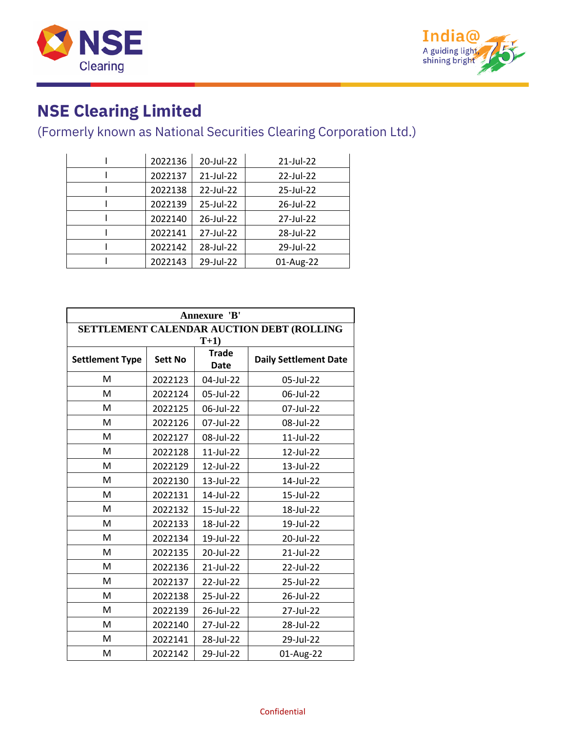## NSE Clearing Limited

(Formerly known as National Securities Clearing Corporation Ltd.)

| | | | |
|---|---|---|---|
| I | 2022136 | 20-Jul-22 | 21-Jul-22 |
| I | 2022137 | 21-Jul-22 | 22-Jul-22 |
| I | 2022138 | 22-Jul-22 | 25-Jul-22 |
| I | 2022139 | 25-Jul-22 | 26-Jul-22 |
| I | 2022140 | 26-Jul-22 | 27-Jul-22 |
| I | 2022141 | 27-Jul-22 | 28-Jul-22 |
| I | 2022142 | 28-Jul-22 | 29-Jul-22 |
| I | 2022143 | 29-Jul-22 | 01-Aug-22 |

**Annexure 'B'**

**SETTLEMENT CALENDAR AUCTION DEBT (ROLLING T+1)**

| Settlement Type | Sett No | Trade Date | Daily Settlement Date |
|---|---|---|---|
| M | 2022123 | 04-Jul-22 | 05-Jul-22 |
| M | 2022124 | 05-Jul-22 | 06-Jul-22 |
| M | 2022125 | 06-Jul-22 | 07-Jul-22 |
| M | 2022126 | 07-Jul-22 | 08-Jul-22 |
| M | 2022127 | 08-Jul-22 | 11-Jul-22 |
| M | 2022128 | 11-Jul-22 | 12-Jul-22 |
| M | 2022129 | 12-Jul-22 | 13-Jul-22 |
| M | 2022130 | 13-Jul-22 | 14-Jul-22 |
| M | 2022131 | 14-Jul-22 | 15-Jul-22 |
| M | 2022132 | 15-Jul-22 | 18-Jul-22 |
| M | 2022133 | 18-Jul-22 | 19-Jul-22 |
| M | 2022134 | 19-Jul-22 | 20-Jul-22 |
| M | 2022135 | 20-Jul-22 | 21-Jul-22 |
| M | 2022136 | 21-Jul-22 | 22-Jul-22 |
| M | 2022137 | 22-Jul-22 | 25-Jul-22 |
| M | 2022138 | 25-Jul-22 | 26-Jul-22 |
| M | 2022139 | 26-Jul-22 | 27-Jul-22 |
| M | 2022140 | 27-Jul-22 | 28-Jul-22 |
| M | 2022141 | 28-Jul-22 | 29-Jul-22 |
| M | 2022142 | 29-Jul-22 | 01-Aug-22 |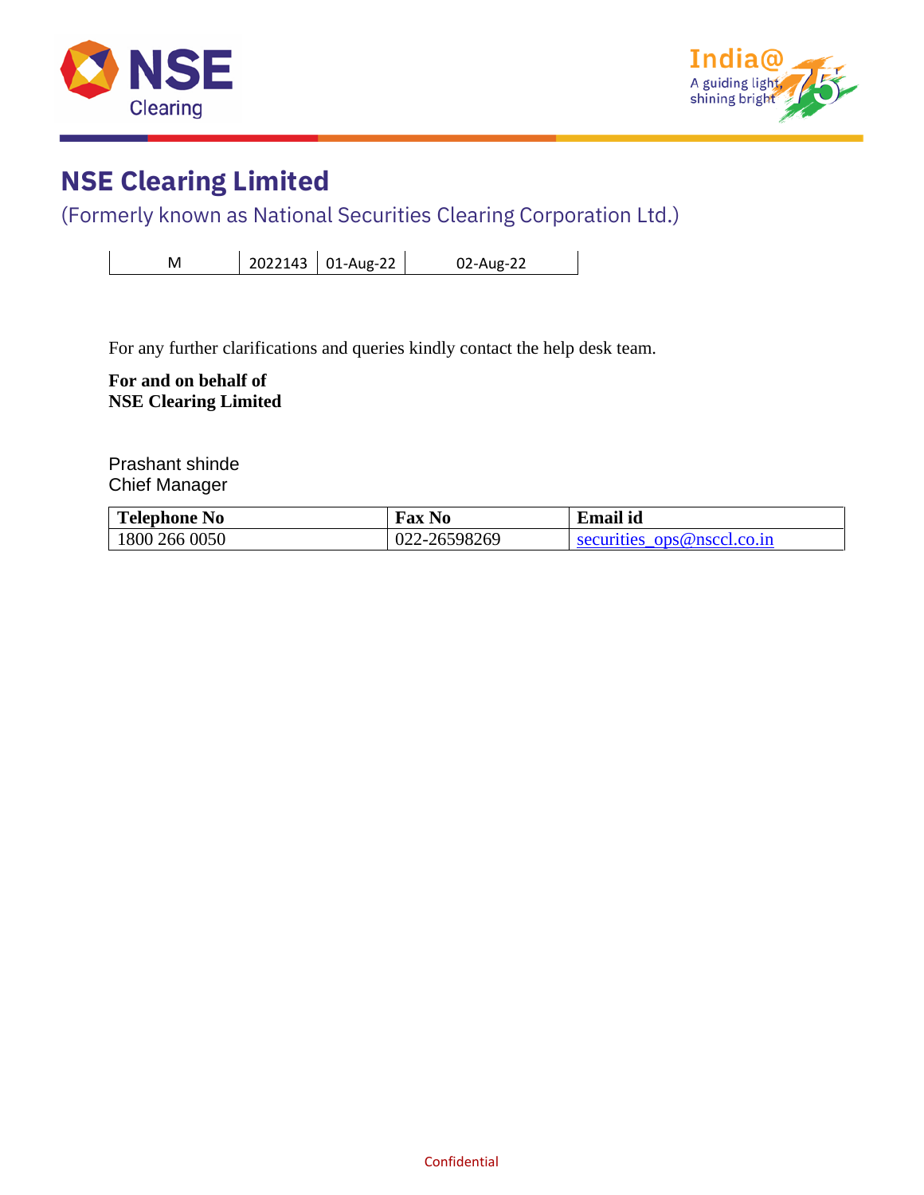# NSE Clearing Limited

(Formerly known as National Securities Clearing Corporation Ltd.)

| | | | |
|---|---|---|---|
| M | 2022143 | 01-Aug-22 | 02-Aug-22 |

For any further clarifications and queries kindly contact the help desk team.

**For and on behalf of**
**NSE Clearing Limited**

Prashant shinde
Chief Manager

| Telephone No | Fax No | Email id |
|---|---|---|
| 1800 266 0050 | 022-26598269 | securities_ops@nsccl.co.in |

Confidential